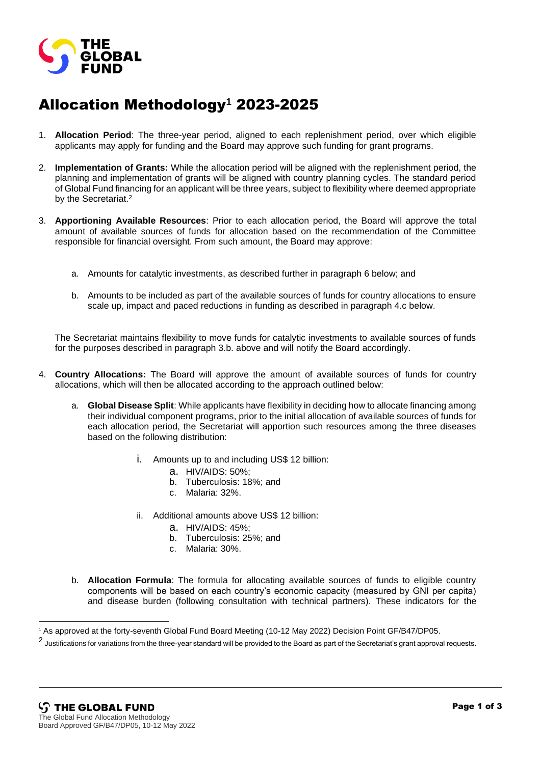# Allocation Methodology[1] 2023-2025

1. **Allocation Period**: The three-year period, aligned to each replenishment period, over which eligible applicants may apply for funding and the Board may approve such funding for grant programs.

2. **Implementation of Grants:** While the allocation period will be aligned with the replenishment period, the planning and implementation of grants will be aligned with country planning cycles. The standard period of Global Fund financing for an applicant will be three years, subject to flexibility where deemed appropriate by the Secretariat.[2]

3. **Apportioning Available Resources**: Prior to each allocation period, the Board will approve the total amount of available sources of funds for allocation based on the recommendation of the Committee responsible for financial oversight. From such amount, the Board may approve:

   a. Amounts for catalytic investments, as described further in paragraph 6 below; and

   b. Amounts to be included as part of the available sources of funds for country allocations to ensure scale up, impact and paced reductions in funding as described in paragraph 4.c below.

   The Secretariat maintains flexibility to move funds for catalytic investments to available sources of funds for the purposes described in paragraph 3.b. above and will notify the Board accordingly.

4. **Country Allocations:** The Board will approve the amount of available sources of funds for country allocations, which will then be allocated according to the approach outlined below:

   a. **Global Disease Split**: While applicants have flexibility in deciding how to allocate financing among their individual component programs, prior to the initial allocation of available sources of funds for each allocation period, the Secretariat will apportion such resources among the three diseases based on the following distribution:

      i. Amounts up to and including US$ 12 billion:
         a. HIV/AIDS: 50%;
         b. Tuberculosis: 18%; and
         c. Malaria: 32%.

      ii. Additional amounts above US$ 12 billion:
         a. HIV/AIDS: 45%;
         b. Tuberculosis: 25%; and
         c. Malaria: 30%.

   b. **Allocation Formula**: The formula for allocating available sources of funds to eligible country components will be based on each country's economic capacity (measured by GNI per capita) and disease burden (following consultation with technical partners). These indicators for the

---

[1] As approved at the forty-seventh Global Fund Board Meeting (10-12 May 2022) Decision Point GF/B47/DP05.

[2] Justifications for variations from the three-year standard will be provided to the Board as part of the Secretariat's grant approval requests.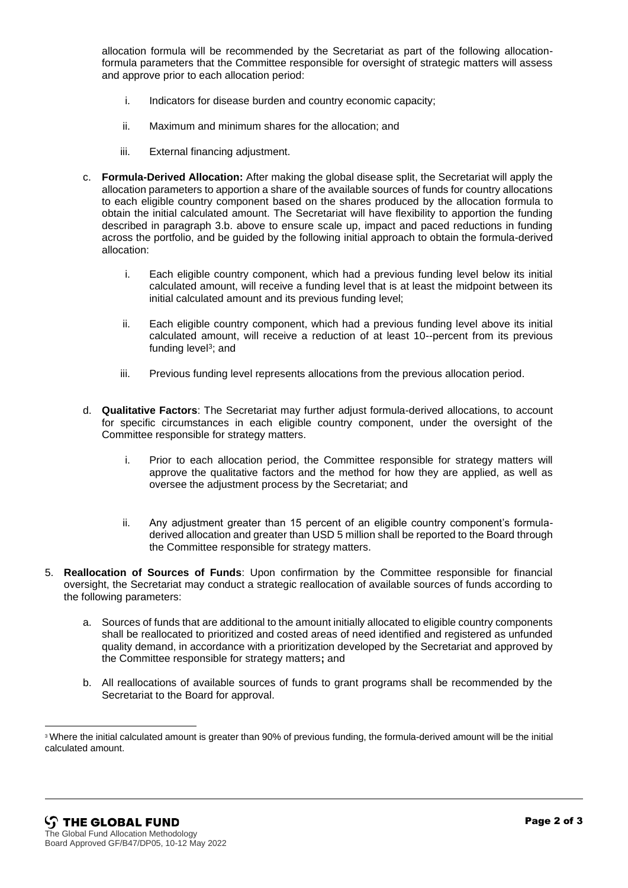allocation formula will be recommended by the Secretariat as part of the following allocation-formula parameters that the Committee responsible for oversight of strategic matters will assess and approve prior to each allocation period:

i. Indicators for disease burden and country economic capacity;

ii. Maximum and minimum shares for the allocation; and

iii. External financing adjustment.

c. **Formula-Derived Allocation:** After making the global disease split, the Secretariat will apply the allocation parameters to apportion a share of the available sources of funds for country allocations to each eligible country component based on the shares produced by the allocation formula to obtain the initial calculated amount. The Secretariat will have flexibility to apportion the funding described in paragraph 3.b. above to ensure scale up, impact and paced reductions in funding across the portfolio, and be guided by the following initial approach to obtain the formula-derived allocation:

   i. Each eligible country component, which had a previous funding level below its initial calculated amount, will receive a funding level that is at least the midpoint between its initial calculated amount and its previous funding level;

   ii. Each eligible country component, which had a previous funding level above its initial calculated amount, will receive a reduction of at least 10--percent from its previous funding level[3]; and

   iii. Previous funding level represents allocations from the previous allocation period.

d. **Qualitative Factors**: The Secretariat may further adjust formula-derived allocations, to account for specific circumstances in each eligible country component, under the oversight of the Committee responsible for strategy matters.

   i. Prior to each allocation period, the Committee responsible for strategy matters will approve the qualitative factors and the method for how they are applied, as well as oversee the adjustment process by the Secretariat; and

   ii. Any adjustment greater than 15 percent of an eligible country component's formula-derived allocation and greater than USD 5 million shall be reported to the Board through the Committee responsible for strategy matters.

5. **Reallocation of Sources of Funds**: Upon confirmation by the Committee responsible for financial oversight, the Secretariat may conduct a strategic reallocation of available sources of funds according to the following parameters:

   a. Sources of funds that are additional to the amount initially allocated to eligible country components shall be reallocated to prioritized and costed areas of need identified and registered as unfunded quality demand, in accordance with a prioritization developed by the Secretariat and approved by the Committee responsible for strategy matters**;** and

   b. All reallocations of available sources of funds to grant programs shall be recommended by the Secretariat to the Board for approval.

[3] Where the initial calculated amount is greater than 90% of previous funding, the formula-derived amount will be the initial calculated amount.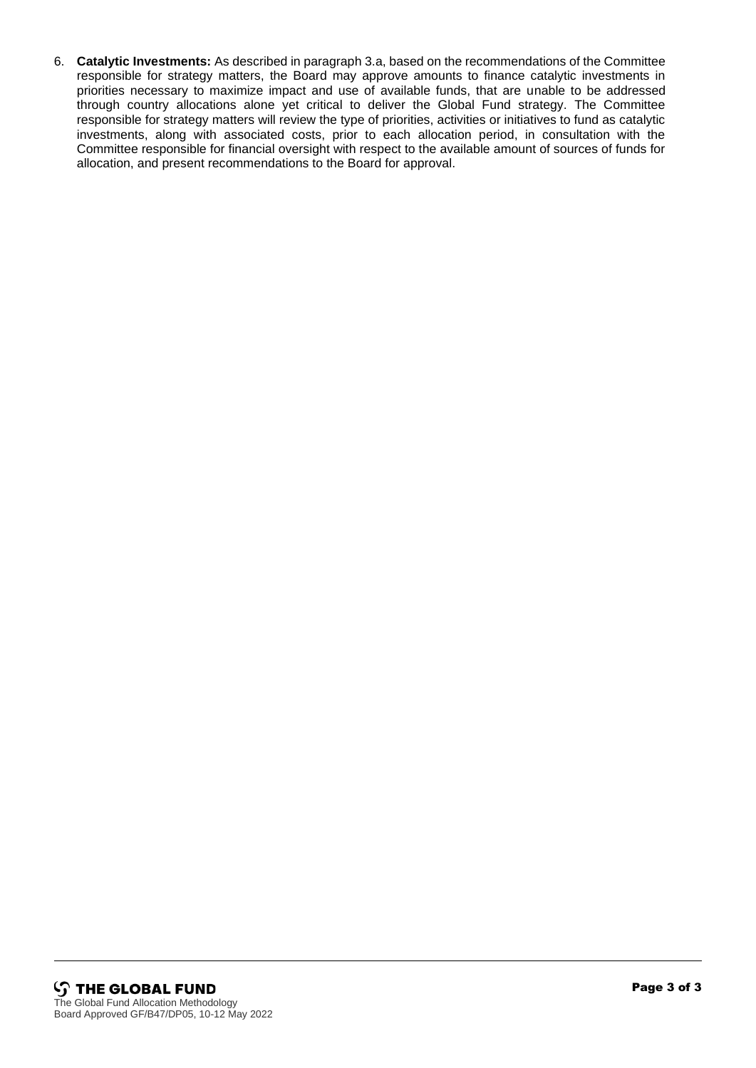6. **Catalytic Investments:** As described in paragraph 3.a, based on the recommendations of the Committee responsible for strategy matters, the Board may approve amounts to finance catalytic investments in priorities necessary to maximize impact and use of available funds, that are unable to be addressed through country allocations alone yet critical to deliver the Global Fund strategy. The Committee responsible for strategy matters will review the type of priorities, activities or initiatives to fund as catalytic investments, along with associated costs, prior to each allocation period, in consultation with the Committee responsible for financial oversight with respect to the available amount of sources of funds for allocation, and present recommendations to the Board for approval.